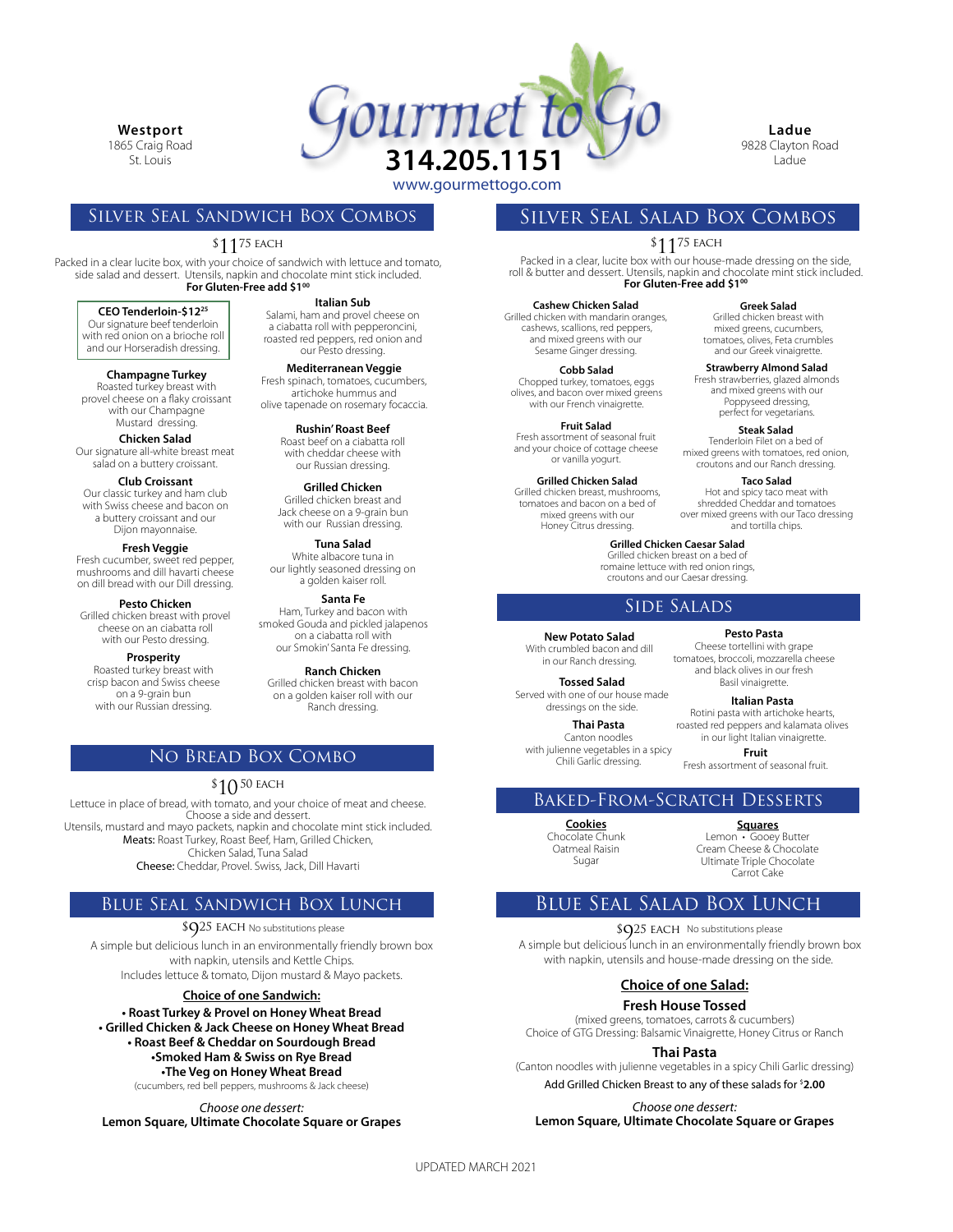**Westport**
1865 Craig Road
St. Louis

# Gourmet to Go

**314.205.1151**

www.gourmettogo.com

**Ladue**
9828 Clayton Road
Ladue

## Silver Seal Sandwich Box Combos

$11.75 EACH

Packed in a clear lucite box, with your choice of sandwich with lettuce and tomato, side salad and dessert. Utensils, napkin and chocolate mint stick included.
**For Gluten-Free add $1.00**

**CEO Tenderloin-$12.25**
Our signature beef tenderloin with red onion on a brioche roll and our Horseradish dressing.

**Champagne Turkey**
Roasted turkey breast with provel cheese on a flaky croissant with our Champagne Mustard dressing.

**Chicken Salad**
Our signature all-white breast meat salad on a buttery croissant.

**Club Croissant**
Our classic turkey and ham club with Swiss cheese and bacon on a buttery croissant and our Dijon mayonnaise.

**Fresh Veggie**
Fresh cucumber, sweet red pepper, mushrooms and dill havarti cheese on dill bread with our Dill dressing.

**Pesto Chicken**
Grilled chicken breast with provel cheese on an ciabatta roll with our Pesto dressing.

**Prosperity**
Roasted turkey breast with crisp bacon and Swiss cheese on a 9-grain bun with our Russian dressing.

**Italian Sub**
Salami, ham and provel cheese on a ciabatta roll with pepperoncini, roasted red peppers, red onion and our Pesto dressing.

**Mediterranean Veggie**
Fresh spinach, tomatoes, cucumbers, artichoke hummus and olive tapenade on rosemary focaccia.

**Rushin' Roast Beef**
Roast beef on a ciabatta roll with cheddar cheese with our Russian dressing.

**Grilled Chicken**
Grilled chicken breast and Jack cheese on a 9-grain bun with our Russian dressing.

**Tuna Salad**
White albacore tuna in our lightly seasoned dressing on a golden kaiser roll.

**Santa Fe**
Ham, Turkey and bacon with smoked Gouda and pickled jalapenos on a ciabatta roll with our Smokin' Santa Fe dressing.

**Ranch Chicken**
Grilled chicken breast with bacon on a golden kaiser roll with our Ranch dressing.

## Silver Seal Salad Box Combos

$11.75 EACH

Packed in a clear, lucite box with our house-made dressing on the side, roll & butter and dessert. Utensils, napkin and chocolate mint stick included.
**For Gluten-Free add $1.00**

**Cashew Chicken Salad**
Grilled chicken with mandarin oranges, cashews, scallions, red peppers, and mixed greens with our Sesame Ginger dressing.

**Cobb Salad**
Chopped turkey, tomatoes, eggs olives, and bacon over mixed greens with our French vinaigrette.

**Fruit Salad**
Fresh assortment of seasonal fruit and your choice of cottage cheese or vanilla yogurt.

**Grilled Chicken Salad**
Grilled chicken breast, mushrooms, tomatoes and bacon on a bed of mixed greens with our Honey Citrus dressing.

**Greek Salad**
Grilled chicken breast with mixed greens, cucumbers, tomatoes, olives, Feta crumbles and our Greek vinaigrette.

**Strawberry Almond Salad**
Fresh strawberries, glazed almonds and mixed greens with our Poppyseed dressing, perfect for vegetarians.

**Steak Salad**
Tenderloin Filet on a bed of mixed greens with tomatoes, red onion, croutons and our Ranch dressing.

**Taco Salad**
Hot and spicy taco meat with shredded Cheddar and tomatoes over mixed greens with our Taco dressing and tortilla chips.

**Grilled Chicken Caesar Salad**
Grilled chicken breast on a bed of romaine lettuce with red onion rings, croutons and our Caesar dressing.

## Side Salads

**New Potato Salad**
With crumbled bacon and dill in our Ranch dressing.

**Tossed Salad**
Served with one of our house made dressings on the side.

**Thai Pasta**
Canton noodles with julienne vegetables in a spicy Chili Garlic dressing.

**Pesto Pasta**
Cheese tortellini with grape tomatoes, broccoli, mozzarella cheese and black olives in our fresh Basil vinaigrette.

**Italian Pasta**
Rotini pasta with artichoke hearts, roasted red peppers and kalamata olives in our light Italian vinaigrette.

**Fruit**
Fresh assortment of seasonal fruit.

## No Bread Box Combo

$10.50 EACH

Lettuce in place of bread, with tomato, and your choice of meat and cheese. Choose a side and dessert.
Utensils, mustard and mayo packets, napkin and chocolate mint stick included.
**Meats:** Roast Turkey, Roast Beef, Ham, Grilled Chicken, Chicken Salad, Tuna Salad
**Cheese:** Cheddar, Provel. Swiss, Jack, Dill Havarti

## Baked-From-Scratch Desserts

**Cookies**
Chocolate Chunk
Oatmeal Raisin
Sugar

**Squares**
Lemon • Gooey Butter
Cream Cheese & Chocolate
Ultimate Triple Chocolate
Carrot Cake

## Blue Seal Sandwich Box Lunch

$9.25 EACH No substitutions please

A simple but delicious lunch in an environmentally friendly brown box with napkin, utensils and Kettle Chips.
Includes lettuce & tomato, Dijon mustard & Mayo packets.

**Choice of one Sandwich:**

- **Roast Turkey & Provel on Honey Wheat Bread**
- **Grilled Chicken & Jack Cheese on Honey Wheat Bread**
- **Roast Beef & Cheddar on Sourdough Bread**
- **Smoked Ham & Swiss on Rye Bread**
- **The Veg on Honey Wheat Bread**
  (cucumbers, red bell peppers, mushrooms & Jack cheese)

*Choose one dessert:*
**Lemon Square, Ultimate Chocolate Square or Grapes**

## Blue Seal Salad Box Lunch

$9.25 EACH No substitutions please

A simple but delicious lunch in an environmentally friendly brown box with napkin, utensils and house-made dressing on the side.

**Choice of one Salad:**

**Fresh House Tossed**
(mixed greens, tomatoes, carrots & cucumbers)
Choice of GTG Dressing: Balsamic Vinaigrette, Honey Citrus or Ranch

**Thai Pasta**
(Canton noodles with julienne vegetables in a spicy Chili Garlic dressing)

Add Grilled Chicken Breast to any of these salads for $**2.00**

*Choose one dessert:*
**Lemon Square, Ultimate Chocolate Square or Grapes**

UPDATED MARCH 2021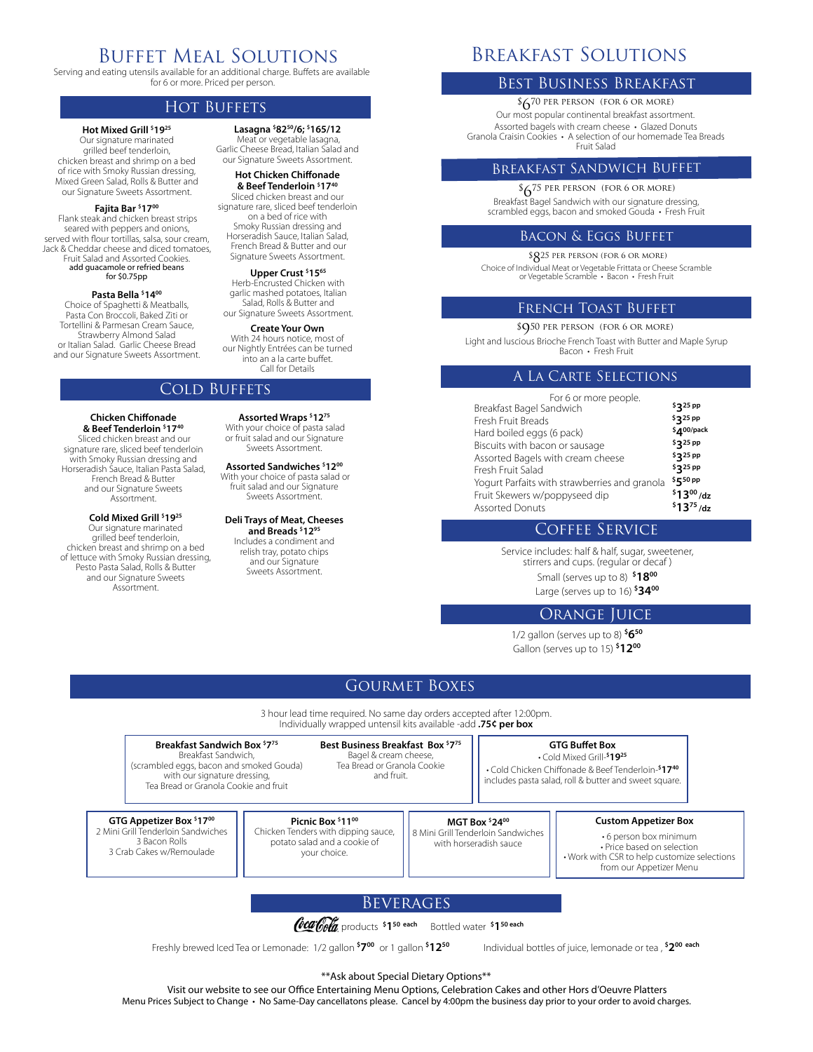# Buffet Meal Solutions

Serving and eating utensils available for an additional charge. Buffets are available for 6 or more. Priced per person.

## Hot Buffets

**Hot Mixed Grill $19.25**
Our signature marinated grilled beef tenderloin, chicken breast and shrimp on a bed of rice with Smoky Russian dressing, Mixed Green Salad, Rolls & Butter and our Signature Sweets Assortment.

**Fajita Bar $17.00**
Flank steak and chicken breast strips seared with peppers and onions, served with flour tortillas, salsa, sour cream, Jack & Cheddar cheese and diced tomatoes, Fruit Salad and Assorted Cookies.
add guacamole or refried beans for $0.75pp

**Pasta Bella $14.00**
Choice of Spaghetti & Meatballs, Pasta Con Broccoli, Baked Ziti or Tortellini & Parmesan Cream Sauce, Strawberry Almond Salad or Italian Salad. Garlic Cheese Bread and our Signature Sweets Assortment.

**Lasagna $82.50/6; $165/12**
Meat or vegetable lasagna, Garlic Cheese Bread, Italian Salad and our Signature Sweets Assortment.

**Hot Chicken Chiffonade & Beef Tenderloin $17.40**
Sliced chicken breast and our signature rare, sliced beef tenderloin on a bed of rice with Smoky Russian dressing and Horseradish Sauce, Italian Salad, French Bread & Butter and our Signature Sweets Assortment.

**Upper Crust $15.65**
Herb-Encrusted Chicken with garlic mashed potatoes, Italian Salad, Rolls & Butter and our Signature Sweets Assortment.

**Create Your Own**
With 24 hours notice, most of our Nightly Entrées can be turned into an a la carte buffet. Call for Details

## Cold Buffets

**Chicken Chiffonade & Beef Tenderloin $17.40**
Sliced chicken breast and our signature rare, sliced beef tenderloin with Smoky Russian dressing and Horseradish Sauce, Italian Pasta Salad, French Bread & Butter and our Signature Sweets Assortment.

**Cold Mixed Grill $19.25**
Our signature marinated grilled beef tenderloin, chicken breast and shrimp on a bed of lettuce with Smoky Russian dressing, Pesto Pasta Salad, Rolls & Butter and our Signature Sweets Assortment.

**Assorted Wraps $12.75**
With your choice of pasta salad or fruit salad and our Signature Sweets Assortment.

**Assorted Sandwiches $12.00**
With your choice of pasta salad or fruit salad and our Signature Sweets Assortment.

**Deli Trays of Meat, Cheeses and Breads $12.95**
Includes a condiment and relish tray, potato chips and our Signature Sweets Assortment.

# Breakfast Solutions

## Best Business Breakfast

$6.70 per person (for 6 or more)

Our most popular continental breakfast assortment.
Assorted bagels with cream cheese • Glazed Donuts
Granola Craisin Cookies • A selection of our homemade Tea Breads
Fruit Salad

## Breakfast Sandwich Buffet

$6.75 per person (for 6 or more)

Breakfast Bagel Sandwich with our signature dressing, scrambled eggs, bacon and smoked Gouda • Fresh Fruit

## Bacon & Eggs Buffet

$8.25 per person (for 6 or more)

Choice of Individual Meat or Vegetable Frittata or Cheese Scramble or Vegetable Scramble • Bacon • Fresh Fruit

## French Toast Buffet

$9.50 per person (for 6 or more)

Light and luscious Brioche French Toast with Butter and Maple Syrup
Bacon • Fresh Fruit

## A La Carte Selections

For 6 or more people.

| | |
|---|---|
| Breakfast Bagel Sandwich | $3.25 pp |
| Fresh Fruit Breads | $3.25 pp |
| Hard boiled eggs (6 pack) | $4.00/pack |
| Biscuits with bacon or sausage | $3.25 pp |
| Assorted Bagels with cream cheese | $3.25 pp |
| Fresh Fruit Salad | $3.25 pp |
| Yogurt Parfaits with strawberries and granola | $5.50 pp |
| Fruit Skewers w/poppyseed dip | $13.00 /dz |
| Assorted Donuts | $13.75 /dz |

## Coffee Service

Service includes: half & half, sugar, sweetener, stirrers and cups. (regular or decaf)

Small (serves up to 8) **$18.00**
Large (serves up to 16) **$34.00**

## Orange Juice

1/2 gallon (serves up to 8) **$6.50**
Gallon (serves up to 15) **$12.00**

# Gourmet Boxes

3 hour lead time required. No same day orders accepted after 12:00pm.
Individually wrapped untensil kits available -add **.75¢ per box**

**Breakfast Sandwich Box $7.75**
Breakfast Sandwich, (scrambled eggs, bacon and smoked Gouda) with our signature dressing, Tea Bread or Granola Cookie and fruit

**Best Business Breakfast Box $7.75**
Bagel & cream cheese, Tea Bread or Granola Cookie and fruit.

**GTG Buffet Box**
• Cold Mixed Grill-$19.25
• Cold Chicken Chiffonade & Beef Tenderloin-$17.40
includes pasta salad, roll & butter and sweet square.

**GTG Appetizer Box $17.00**
2 Mini Grill Tenderloin Sandwiches
3 Bacon Rolls
3 Crab Cakes w/Remoulade

**Picnic Box $11.00**
Chicken Tenders with dipping sauce, potato salad and a cookie of your choice.

**MGT Box $24.00**
8 Mini Grill Tenderloin Sandwiches with horseradish sauce

**Custom Appetizer Box**
• 6 person box minimum
• Price based on selection
• Work with CSR to help customize selections from our Appetizer Menu

# Beverages

Coca-Cola products **$1.50 each** Bottled water **$1.50 each**

Freshly brewed Iced Tea or Lemonade: 1/2 gallon **$7.00** or 1 gallon **$12.50**

Individual bottles of juice, lemonade or tea, **$2.00 each**

**Ask about Special Dietary Options**

Visit our website to see our Office Entertaining Menu Options, Celebration Cakes and other Hors d'Oeuvre Platters
Menu Prices Subject to Change • No Same-Day cancellatons please. Cancel by 4:00pm the business day prior to your order to avoid charges.